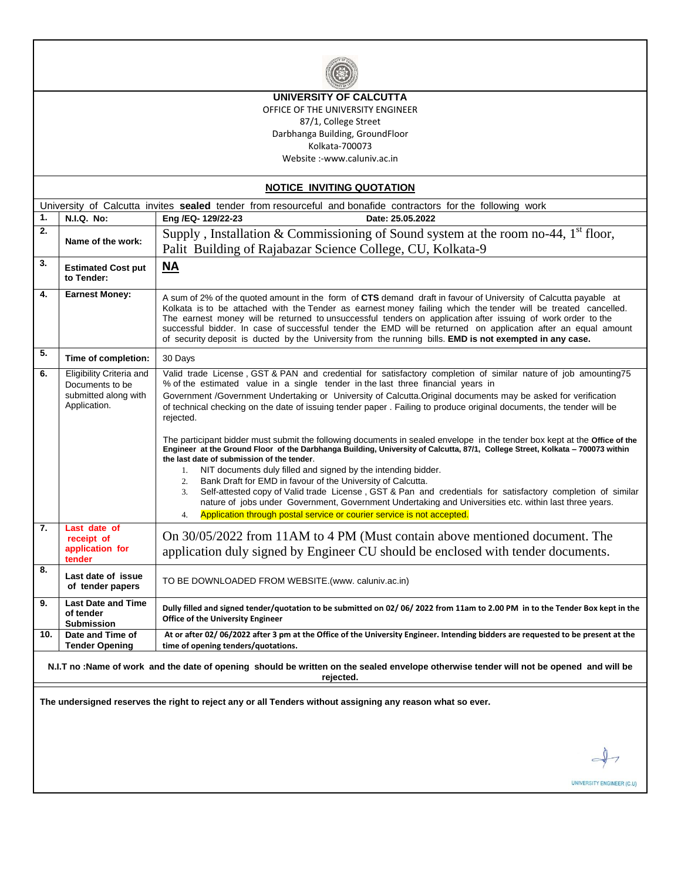**UNIVERSITY OF CALCUTTA**

OFFICE OF THE UNIVERSITY ENGINEER

87/1, College Street

Darbhanga Building, GroundFloor

Kolkata-700073

Website :-www.caluniv.ac.in

## NOTICE INVITING QUOTATION

University of Calcutta invites **sealed** tender from resourceful and bonafide contractors for the following work

| | | |
|---|---|---|
| 1. | **N.I.Q. No:** | **Eng /EQ- 129/22-23** **Date: 25.05.2022** |
| 2. | **Name of the work:** | Supply , Installation & Commissioning of Sound system at the room no-44, 1st floor, Palit Building of Rajabazar Science College, CU, Kolkata-9 |
| 3. | **Estimated Cost put to Tender:** | **NA** |
| 4. | **Earnest Money:** | A sum of 2% of the quoted amount in the form of **CTS** demand draft in favour of University of Calcutta payable at Kolkata is to be attached with the Tender as earnest money failing which the tender will be treated cancelled. The earnest money will be returned to unsuccessful tenders on application after issuing of work order to the successful bidder. In case of successful tender the EMD will be returned on application after an equal amount of security deposit is ducted by the University from the running bills. **EMD is not exempted in any case.** |
| 5. | **Time of completion:** | 30 Days |
| 6. | Eligibility Criteria and Documents to be submitted along with Application. | Valid trade License , GST & PAN and credential for satisfactory completion of similar nature of job amounting75 % of the estimated value in a single tender in the last three financial years in Government /Government Undertaking or University of Calcutta.Original documents may be asked for verification of technical checking on the date of issuing tender paper . Failing to produce original documents, the tender will be rejected.<br><br>The participant bidder must submit the following documents in sealed envelope in the tender box kept at the **Office of the Engineer at the Ground Floor of the Darbhanga Building, University of Calcutta, 87/1, College Street, Kolkata – 700073 within the last date of submission of the tender**.<br>1. NIT documents duly filled and signed by the intending bidder.<br>2. Bank Draft for EMD in favour of the University of Calcutta.<br>3. Self-attested copy of Valid trade License , GST & Pan and credentials for satisfactory completion of similar nature of jobs under Government, Government Undertaking and Universities etc. within last three years.<br>4. Application through postal service or courier service is not accepted. |
| 7. | **Last date of receipt of application for tender** | On 30/05/2022 from 11AM to 4 PM (Must contain above mentioned document. The application duly signed by Engineer CU should be enclosed with tender documents. |
| 8. | **Last date of issue of tender papers** | TO BE DOWNLOADED FROM WEBSITE.(www. caluniv.ac.in) |
| 9. | **Last Date and Time of tender Submission** | **Dully filled and signed tender/quotation to be submitted on 02/ 06/ 2022 from 11am to 2.00 PM in to the Tender Box kept in the Office of the University Engineer** |
| 10. | **Date and Time of Tender Opening** | **At or after 02/ 06/2022 after 3 pm at the Office of the University Engineer. Intending bidders are requested to be present at the time of opening tenders/quotations.** |

**N.I.T no :Name of work and the date of opening should be written on the sealed envelope otherwise tender will not be opened and will be rejected.**

**The undersigned reserves the right to reject any or all Tenders without assigning any reason what so ever.**

UNIVERSITY ENGINEER (C.U)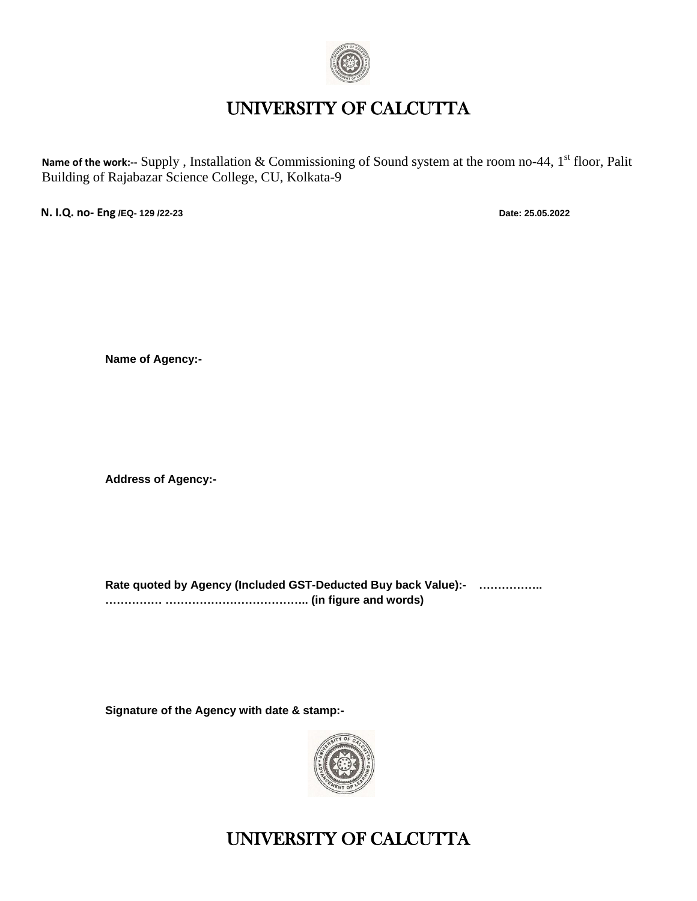# UNIVERSITY OF CALCUTTA

**Name of the work:--** Supply , Installation & Commissioning of Sound system at the room no-44, 1st floor, Palit Building of Rajabazar Science College, CU, Kolkata-9

**N. I.Q. no- Eng /EQ- 129 /22-23** **Date: 25.05.2022**

**Name of Agency:-**

**Address of Agency:-**

**Rate quoted by Agency (Included GST-Deducted Buy back Value):- …………….. …………… ……………………………….. (in figure and words)**

**Signature of the Agency with date & stamp:-**

# UNIVERSITY OF CALCUTTA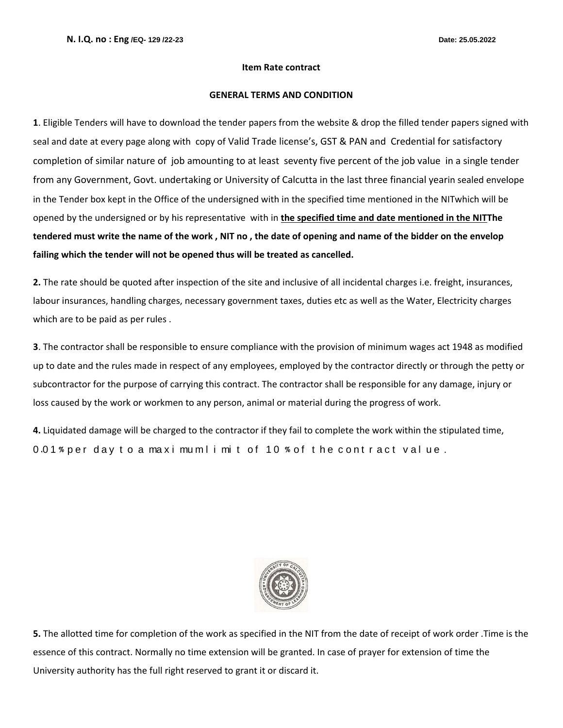**N. I.Q. no : Eng /EQ- 129 /22-23** **Date: 25.05.2022**

**Item Rate contract**

**GENERAL TERMS AND CONDITION**

**1**. Eligible Tenders will have to download the tender papers from the website & drop the filled tender papers signed with seal and date at every page along with copy of Valid Trade license's, GST & PAN and Credential for satisfactory completion of similar nature of job amounting to at least seventy five percent of the job value in a single tender from any Government, Govt. undertaking or University of Calcutta in the last three financial yearin sealed envelope in the Tender box kept in the Office of the undersigned with in the specified time mentioned in the NITwhich will be opened by the undersigned or by his representative with in **the specified time and date mentioned in the NITThe tendered must write the name of the work , NIT no , the date of opening and name of the bidder on the envelop failing which the tender will not be opened thus will be treated as cancelled.**

**2.** The rate should be quoted after inspection of the site and inclusive of all incidental charges i.e. freight, insurances, labour insurances, handling charges, necessary government taxes, duties etc as well as the Water, Electricity charges which are to be paid as per rules .

**3**. The contractor shall be responsible to ensure compliance with the provision of minimum wages act 1948 as modified up to date and the rules made in respect of any employees, employed by the contractor directly or through the petty or subcontractor for the purpose of carrying this contract. The contractor shall be responsible for any damage, injury or loss caused by the work or workmen to any person, animal or material during the progress of work.

**4.** Liquidated damage will be charged to the contractor if they fail to complete the work within the stipulated time, 0.01% per day to a maximum limit of 10% of the contract value.

**5.** The allotted time for completion of the work as specified in the NIT from the date of receipt of work order .Time is the essence of this contract. Normally no time extension will be granted. In case of prayer for extension of time the University authority has the full right reserved to grant it or discard it.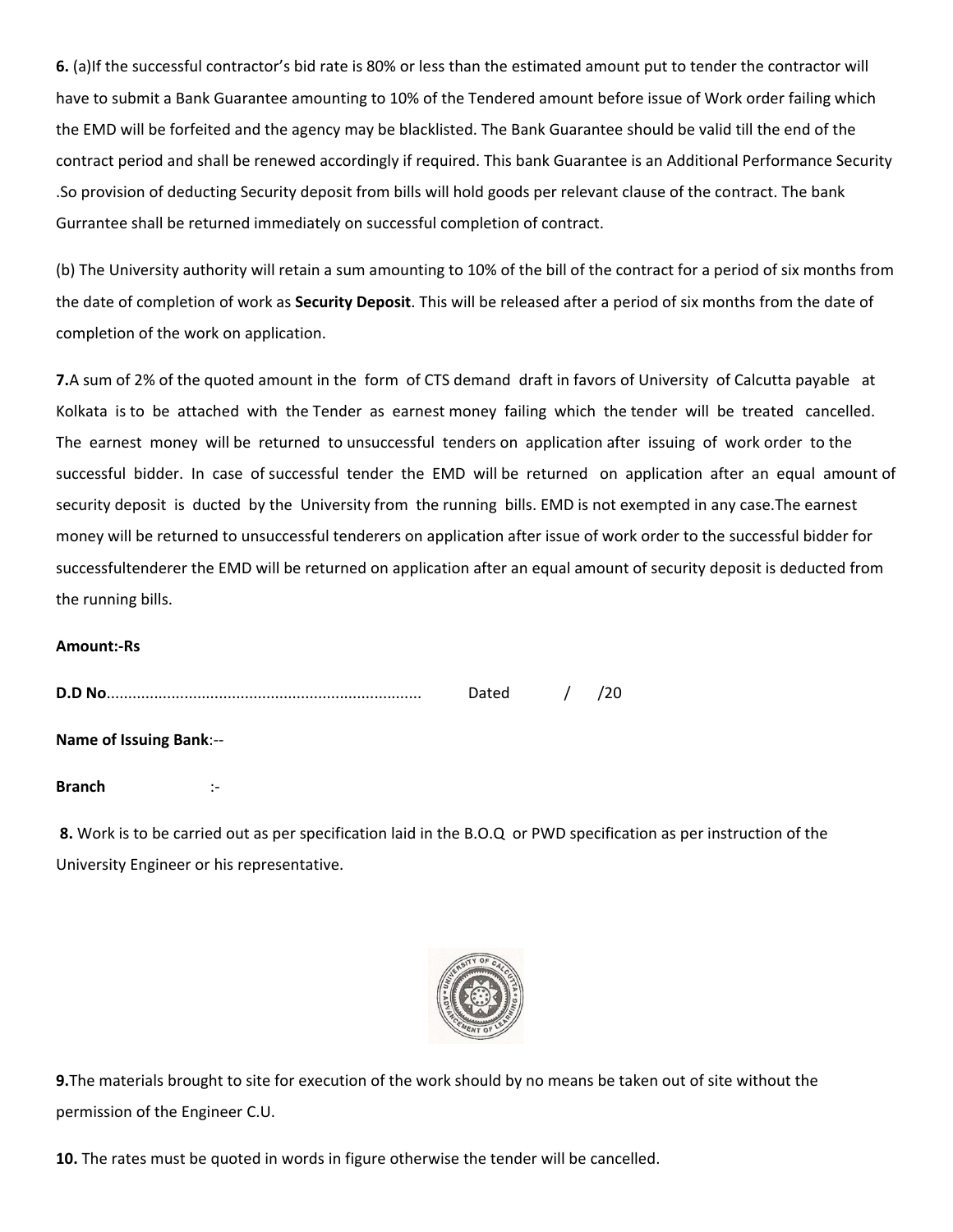**6.** (a)If the successful contractor's bid rate is 80% or less than the estimated amount put to tender the contractor will have to submit a Bank Guarantee amounting to 10% of the Tendered amount before issue of Work order failing which the EMD will be forfeited and the agency may be blacklisted. The Bank Guarantee should be valid till the end of the contract period and shall be renewed accordingly if required. This bank Guarantee is an Additional Performance Security .So provision of deducting Security deposit from bills will hold goods per relevant clause of the contract. The bank Gurrantee shall be returned immediately on successful completion of contract.

(b) The University authority will retain a sum amounting to 10% of the bill of the contract for a period of six months from the date of completion of work as **Security Deposit**. This will be released after a period of six months from the date of completion of the work on application.

**7.**A sum of 2% of the quoted amount in the form of CTS demand draft in favors of University of Calcutta payable at Kolkata is to be attached with the Tender as earnest money failing which the tender will be treated cancelled. The earnest money will be returned to unsuccessful tenders on application after issuing of work order to the successful bidder. In case of successful tender the EMD will be returned on application after an equal amount of security deposit is ducted by the University from the running bills. EMD is not exempted in any case.The earnest money will be returned to unsuccessful tenderers on application after issue of work order to the successful bidder for successfultenderer the EMD will be returned on application after an equal amount of security deposit is deducted from the running bills.

**Amount:-Rs**

**D.D No**........................................................................ Dated / /20

**Name of Issuing Bank**:--

**Branch** :-

**8.** Work is to be carried out as per specification laid in the B.O.Q or PWD specification as per instruction of the University Engineer or his representative.

**9.**The materials brought to site for execution of the work should by no means be taken out of site without the permission of the Engineer C.U.

**10.** The rates must be quoted in words in figure otherwise the tender will be cancelled.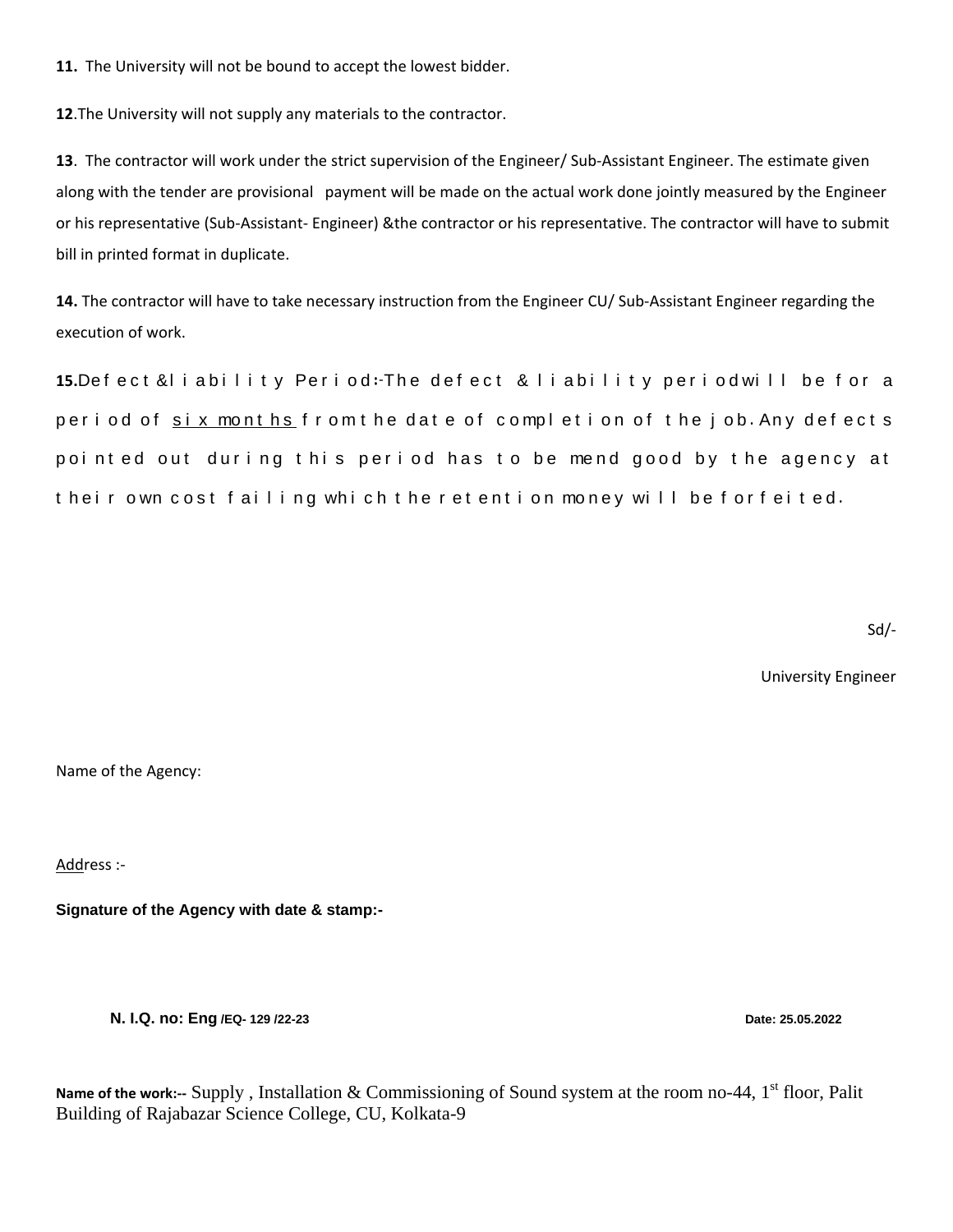**11.** The University will not be bound to accept the lowest bidder.

**12**.The University will not supply any materials to the contractor.

**13**. The contractor will work under the strict supervision of the Engineer/ Sub-Assistant Engineer. The estimate given along with the tender are provisional payment will be made on the actual work done jointly measured by the Engineer or his representative (Sub-Assistant- Engineer) &the contractor or his representative. The contractor will have to submit bill in printed format in duplicate.

**14.** The contractor will have to take necessary instruction from the Engineer CU/ Sub-Assistant Engineer regarding the execution of work.

**15.**Defect &liability Period:-The defect & liability periodwill be for a period of <u>six months</u> from the date of completion of the job. Any defects pointed out during this period has to be mend good by the agency at their own cost failing which the retention money will be forfeited.

Sd/-

University Engineer

Name of the Agency:

<u>Add</u>ress :-

**Signature of the Agency with date & stamp:-**

**N. I.Q. no: Eng /EQ- 129 /22-23** **Date: 25.05.2022**

**Name of the work:--** Supply , Installation & Commissioning of Sound system at the room no-44, 1st floor, Palit Building of Rajabazar Science College, CU, Kolkata-9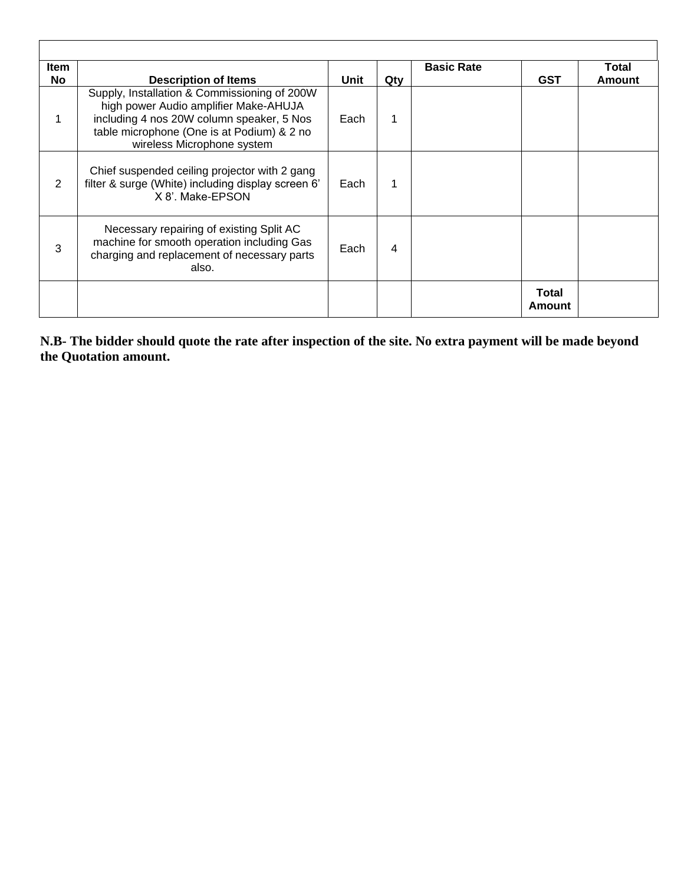| Item No | Description of Items | Unit | Qty | Basic Rate | GST | Total Amount |
|---|---|---|---|---|---|---|
| 1 | Supply, Installation & Commissioning of 200W high power Audio amplifier Make-AHUJA including 4 nos 20W column speaker, 5 Nos table microphone (One is at Podium) & 2 no wireless Microphone system | Each | 1 | | | |
| 2 | Chief suspended ceiling projector with 2 gang filter & surge (White) including display screen 6' X 8'. Make-EPSON | Each | 1 | | | |
| 3 | Necessary repairing of existing Split AC machine for smooth operation including Gas charging and replacement of necessary parts also. | Each | 4 | | | |
| | | | | | **Total Amount** | |

**N.B- The bidder should quote the rate after inspection of the site. No extra payment will be made beyond the Quotation amount.**